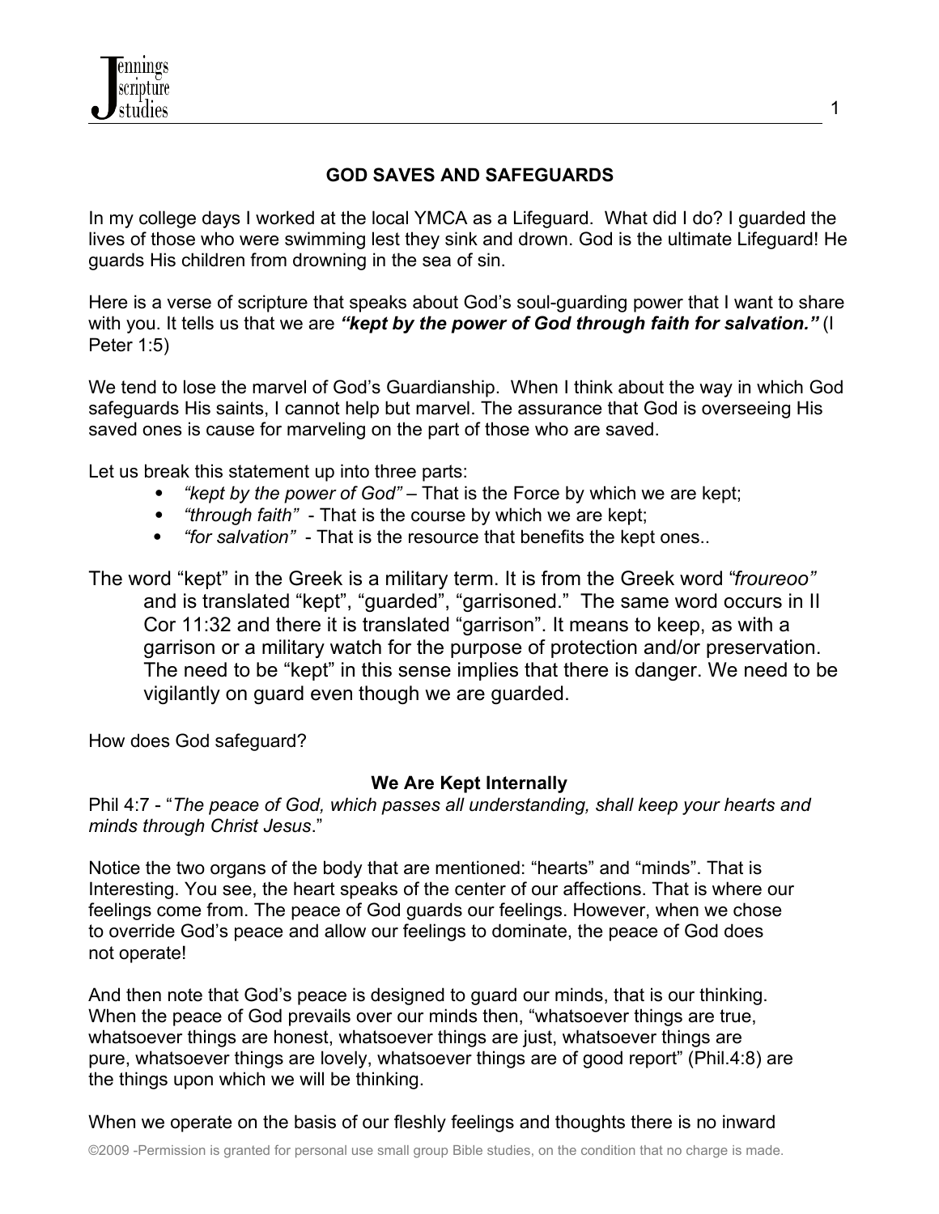## GOD SAVES AND SAFEGUARDS

In my college days I worked at the local YMCA as a Lifeguard. What did I do? I guarded the lives of those who were swimming lest they sink and drown. God is the ultimate Lifeguard! He guards His children from drowning in the sea of sin.

Here is a verse of scripture that speaks about God's soul-guarding power that I want to share with you. It tells us that we are ***"kept by the power of God through faith for salvation."*** (I Peter 1:5)

We tend to lose the marvel of God's Guardianship. When I think about the way in which God safeguards His saints, I cannot help but marvel. The assurance that God is overseeing His saved ones is cause for marveling on the part of those who are saved.

Let us break this statement up into three parts:

- *"kept by the power of God"* – That is the Force by which we are kept;
- *"through faith"* - That is the course by which we are kept;
- *"for salvation"* - That is the resource that benefits the kept ones..

The word "kept" in the Greek is a military term. It is from the Greek word *"froureoo"* and is translated "kept", "guarded", "garrisoned." The same word occurs in II Cor 11:32 and there it is translated "garrison". It means to keep, as with a garrison or a military watch for the purpose of protection and/or preservation. The need to be "kept" in this sense implies that there is danger. We need to be vigilantly on guard even though we are guarded.

How does God safeguard?

### We Are Kept Internally

Phil 4:7 - "*The peace of God, which passes all understanding, shall keep your hearts and minds through Christ Jesus*."

Notice the two organs of the body that are mentioned: "hearts" and "minds". That is Interesting. You see, the heart speaks of the center of our affections. That is where our feelings come from. The peace of God guards our feelings. However, when we chose to override God's peace and allow our feelings to dominate, the peace of God does not operate!

And then note that God's peace is designed to guard our minds, that is our thinking. When the peace of God prevails over our minds then, "whatsoever things are true, whatsoever things are honest, whatsoever things are just, whatsoever things are pure, whatsoever things are lovely, whatsoever things are of good report" (Phil.4:8) are the things upon which we will be thinking.

When we operate on the basis of our fleshly feelings and thoughts there is no inward

©2009 -Permission is granted for personal use small group Bible studies, on the condition that no charge is made.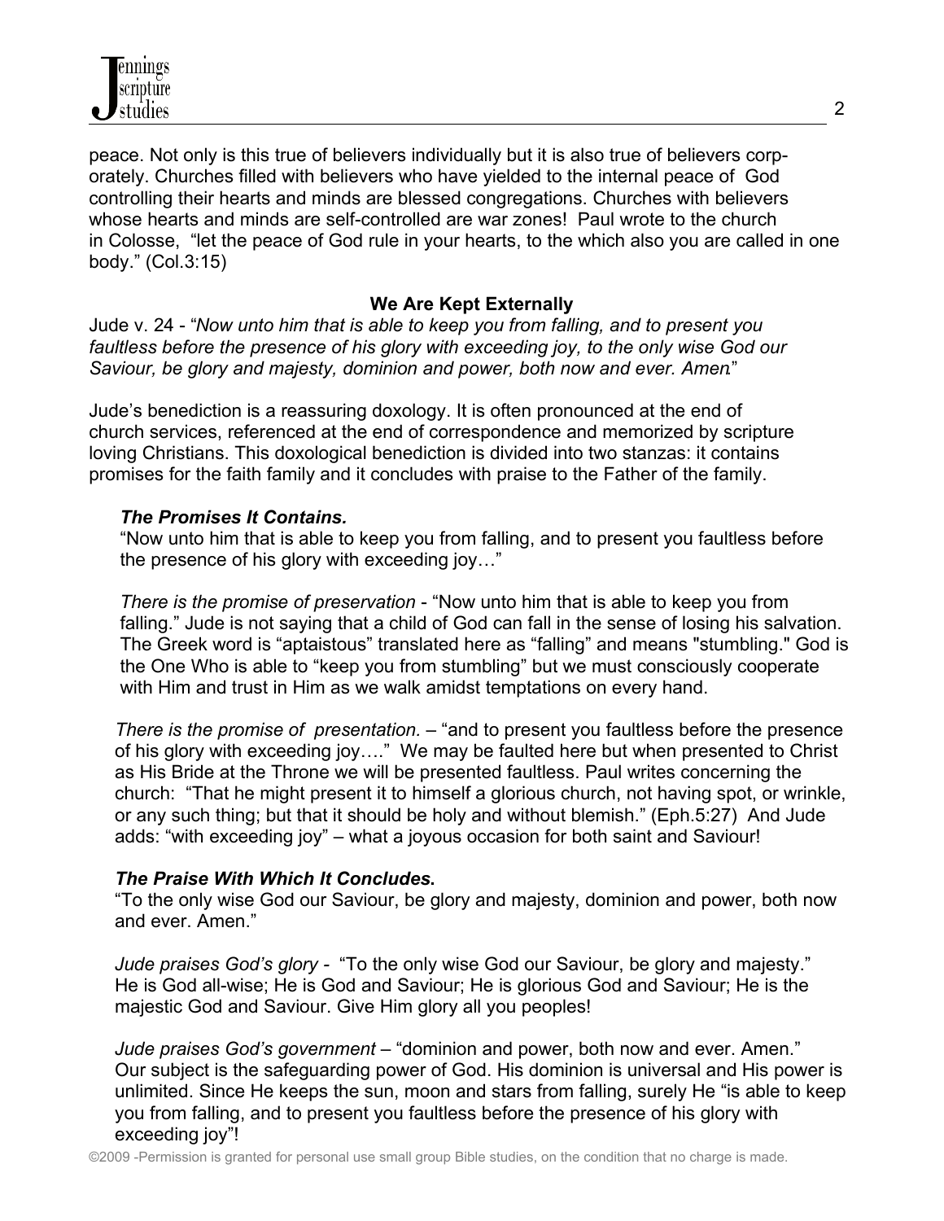peace. Not only is this true of believers individually but it is also true of believers corporately. Churches filled with believers who have yielded to the internal peace of God controlling their hearts and minds are blessed congregations. Churches with believers whose hearts and minds are self-controlled are war zones! Paul wrote to the church in Colosse, "let the peace of God rule in your hearts, to the which also you are called in one body." (Col.3:15)

### We Are Kept Externally

Jude v. 24 - "*Now unto him that is able to keep you from falling, and to present you faultless before the presence of his glory with exceeding joy, to the only wise God our Saviour, be glory and majesty, dominion and power, both now and ever. Amen*."

Jude's benediction is a reassuring doxology. It is often pronounced at the end of church services, referenced at the end of correspondence and memorized by scripture loving Christians. This doxological benediction is divided into two stanzas: it contains promises for the faith family and it concludes with praise to the Father of the family.

***The Promises It Contains.***

"Now unto him that is able to keep you from falling, and to present you faultless before the presence of his glory with exceeding joy…"

*There is the promise of preservation* - "Now unto him that is able to keep you from falling." Jude is not saying that a child of God can fall in the sense of losing his salvation. The Greek word is "aptaistous" translated here as "falling" and means "stumbling." God is the One Who is able to "keep you from stumbling" but we must consciously cooperate with Him and trust in Him as we walk amidst temptations on every hand.

*There is the promise of presentation.* – "and to present you faultless before the presence of his glory with exceeding joy…." We may be faulted here but when presented to Christ as His Bride at the Throne we will be presented faultless. Paul writes concerning the church: "That he might present it to himself a glorious church, not having spot, or wrinkle, or any such thing; but that it should be holy and without blemish." (Eph.5:27) And Jude adds: "with exceeding joy" – what a joyous occasion for both saint and Saviour!

***The Praise With Which It Concludes.***

"To the only wise God our Saviour, be glory and majesty, dominion and power, both now and ever. Amen."

*Jude praises God's glory* - "To the only wise God our Saviour, be glory and majesty." He is God all-wise; He is God and Saviour; He is glorious God and Saviour; He is the majestic God and Saviour. Give Him glory all you peoples!

*Jude praises God's government* – "dominion and power, both now and ever. Amen." Our subject is the safeguarding power of God. His dominion is universal and His power is unlimited. Since He keeps the sun, moon and stars from falling, surely He "is able to keep you from falling, and to present you faultless before the presence of his glory with exceeding joy"!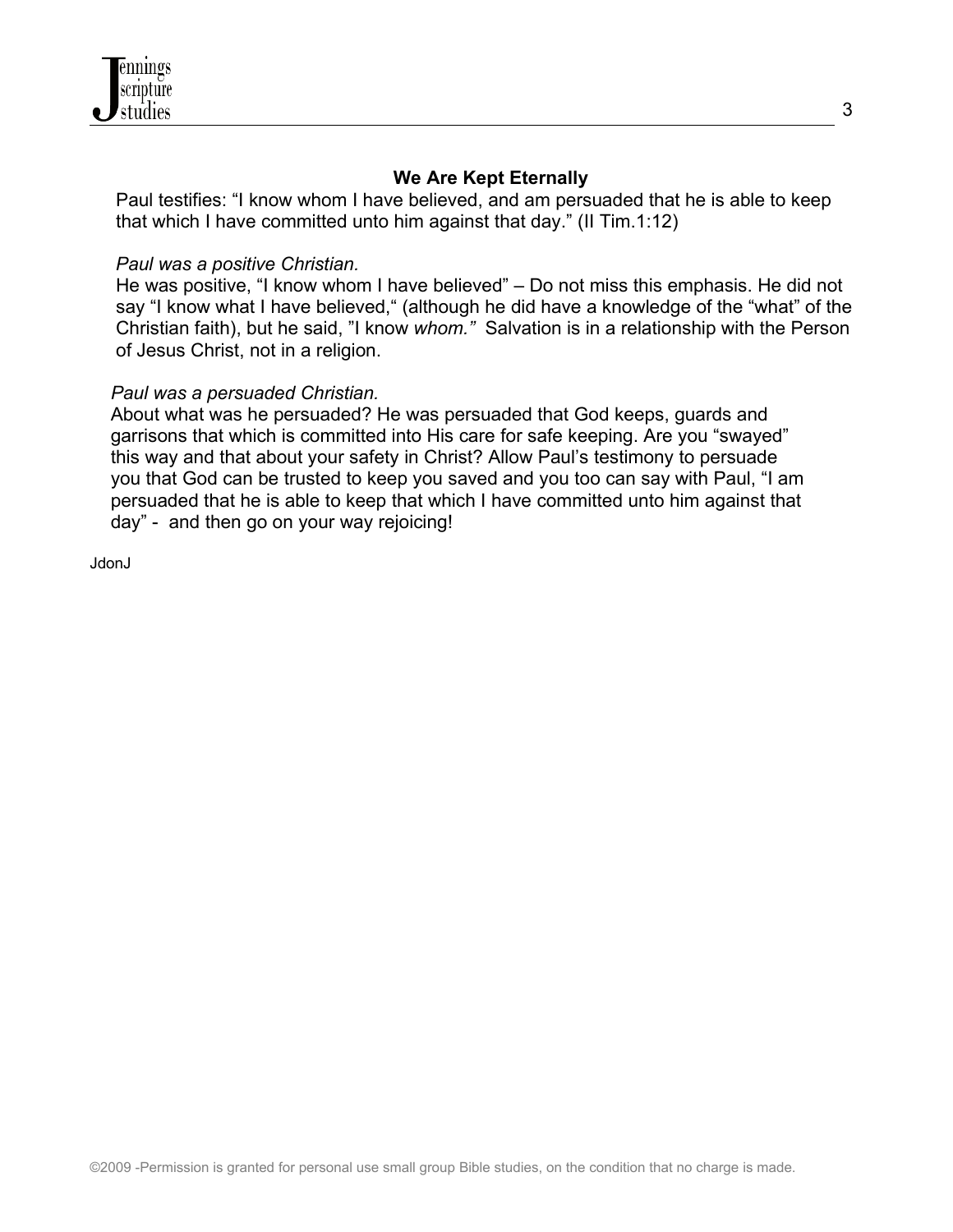## We Are Kept Eternally

Paul testifies: “I know whom I have believed, and am persuaded that he is able to keep that which I have committed unto him against that day.” (II Tim.1:12)

*Paul was a positive Christian.*

He was positive, “I know whom I have believed” – Do not miss this emphasis. He did not say “I know what I have believed,“ (although he did have a knowledge of the “what” of the Christian faith), but he said, ”I know *whom.”* Salvation is in a relationship with the Person of Jesus Christ, not in a religion.

*Paul was a persuaded Christian.*

About what was he persuaded? He was persuaded that God keeps, guards and garrisons that which is committed into His care for safe keeping. Are you “swayed” this way and that about your safety in Christ? Allow Paul’s testimony to persuade you that God can be trusted to keep you saved and you too can say with Paul, “I am persuaded that he is able to keep that which I have committed unto him against that day” - and then go on your way rejoicing!

JdonJ

©2009 -Permission is granted for personal use small group Bible studies, on the condition that no charge is made.